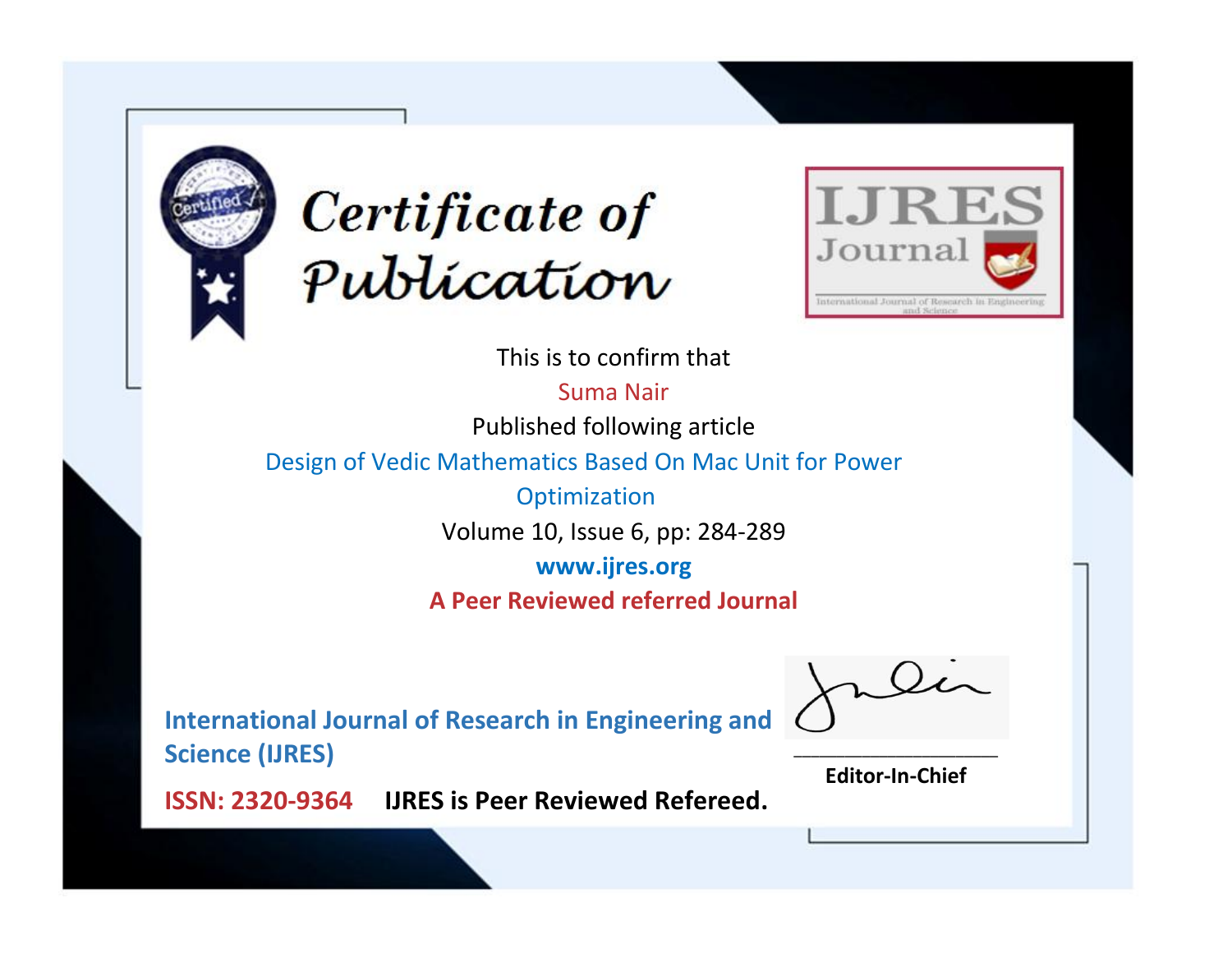# Certificate of Publication

IJRES Journal

International Journal of Research in Engineering and Science

This is to confirm that

Suma Nair

Published following article

Design of Vedic Mathematics Based On Mac Unit for Power Optimization

Volume 10, Issue 6, pp: 284-289

**www.ijres.org**

**A Peer Reviewed referred Journal**

**International Journal of Research in Engineering and Science (IJRES)**

**ISSN: 2320-9364** **IJRES is Peer Reviewed Refereed.**

**Editor-In-Chief**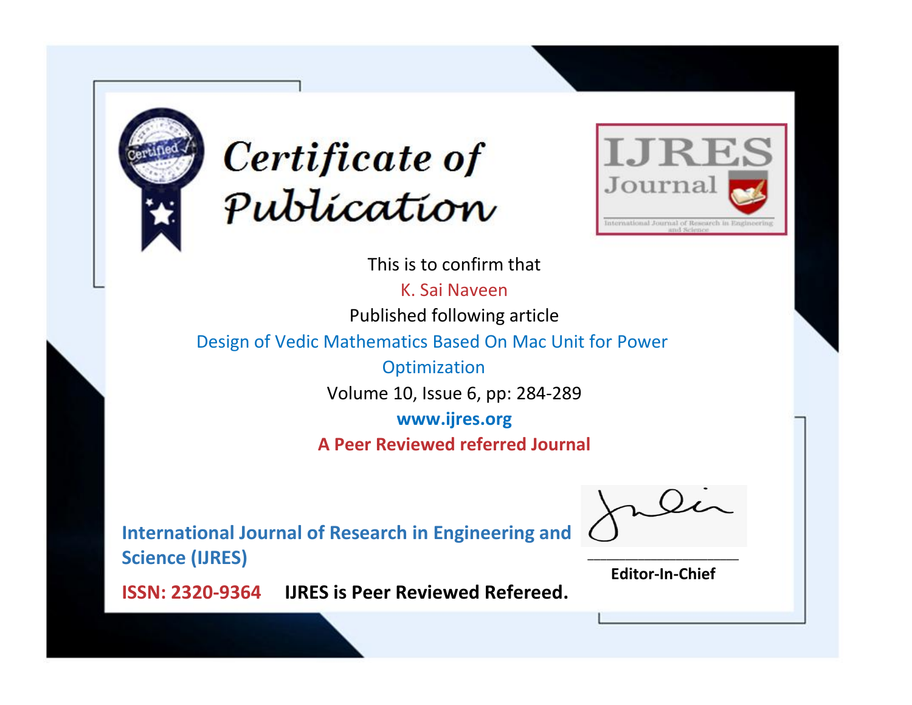# Certificate of Publication

IJRES Journal

International Journal of Research in Engineering and Science

This is to confirm that

K. Sai Naveen

Published following article

Design of Vedic Mathematics Based On Mac Unit for Power Optimization

Volume 10, Issue 6, pp: 284-289

**www.ijres.org**

**A Peer Reviewed referred Journal**

**International Journal of Research in Engineering and Science (IJRES)**

**ISSN: 2320-9364** **IJRES is Peer Reviewed Refereed.**

**Editor-In-Chief**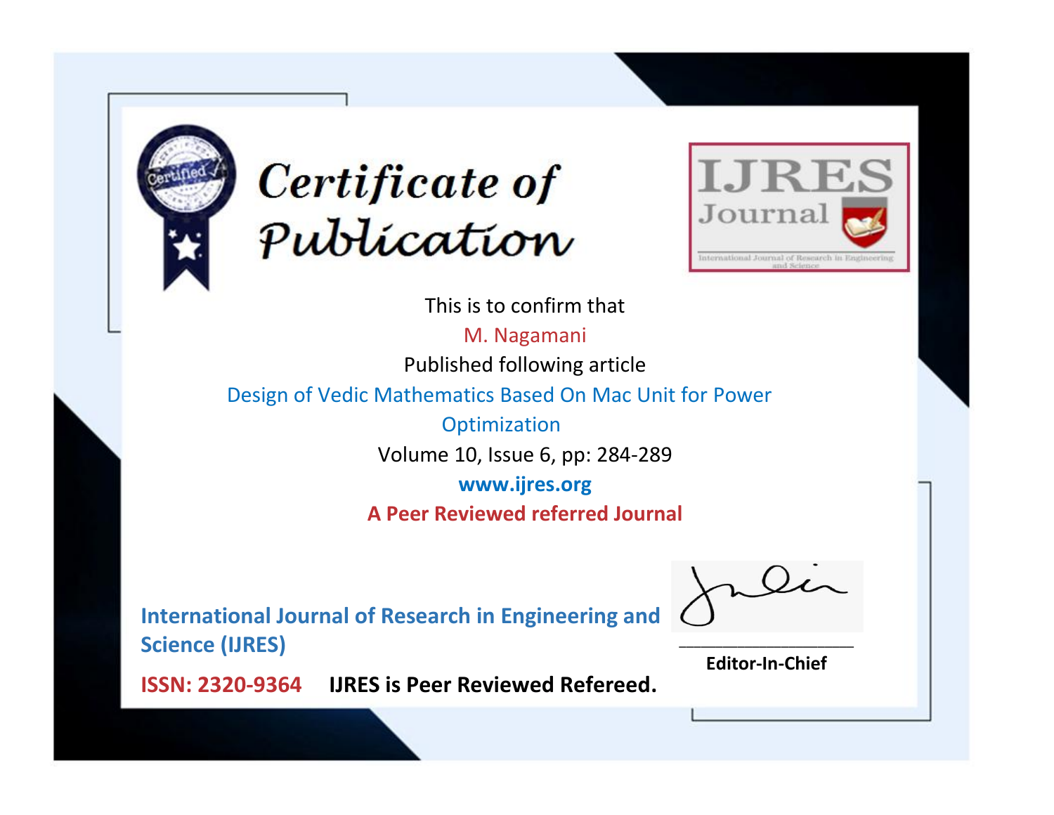# Certificate of Publication

IJRES Journal

International Journal of Research in Engineering and Science

This is to confirm that

M. Nagamani

Published following article

Design of Vedic Mathematics Based On Mac Unit for Power Optimization

Volume 10, Issue 6, pp: 284-289

**www.ijres.org**

**A Peer Reviewed referred Journal**

**International Journal of Research in Engineering and Science (IJRES)**

**ISSN: 2320-9364** **IJRES is Peer Reviewed Refereed.**

**Editor-In-Chief**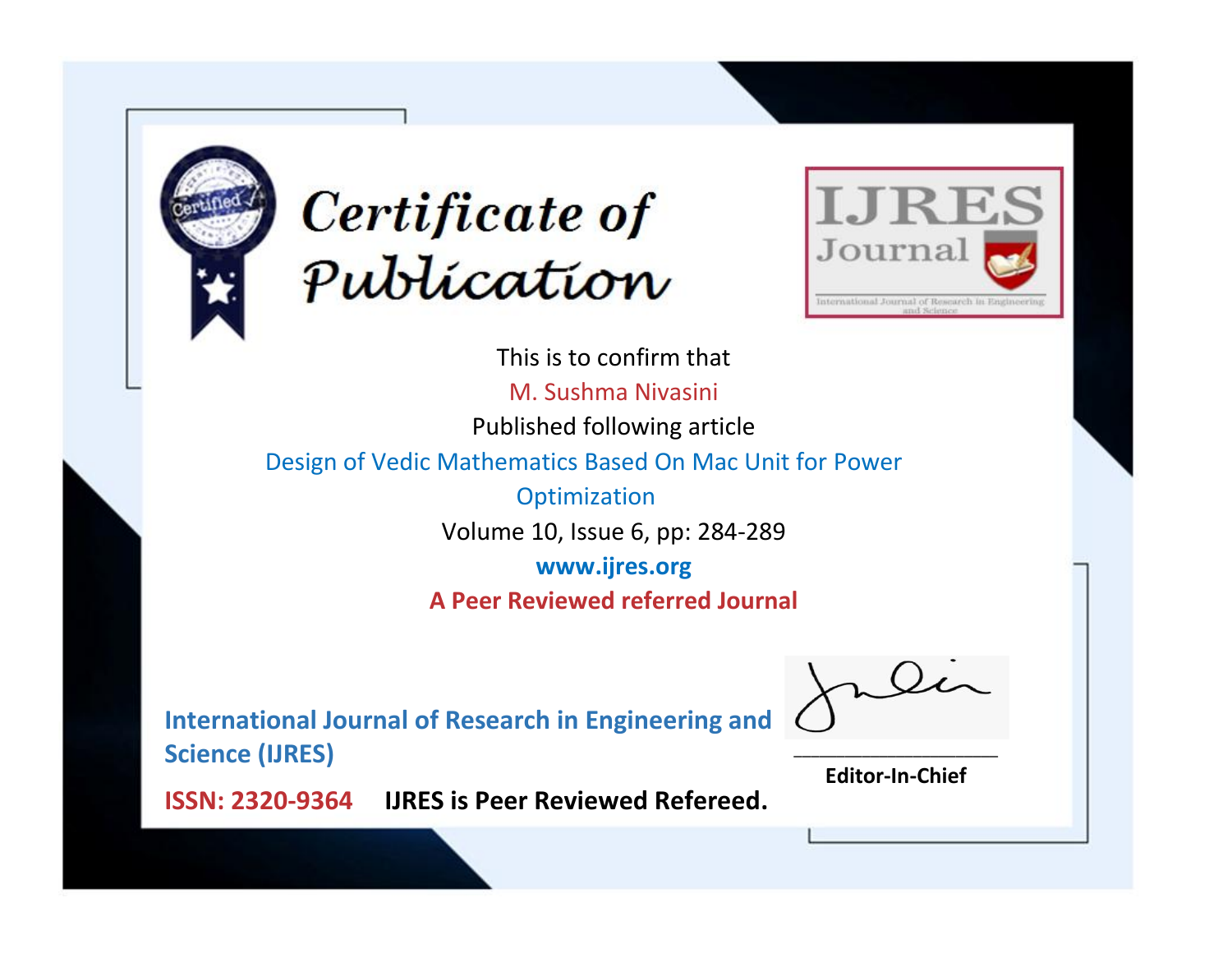# Certificate of Publication

This is to confirm that

M. Sushma Nivasini

Published following article

Design of Vedic Mathematics Based On Mac Unit for Power Optimization

Volume 10, Issue 6, pp: 284-289

**www.ijres.org**

**A Peer Reviewed referred Journal**

**International Journal of Research in Engineering and Science (IJRES)**

**ISSN: 2320-9364** **IJRES is Peer Reviewed Refereed.**

**Editor-In-Chief**